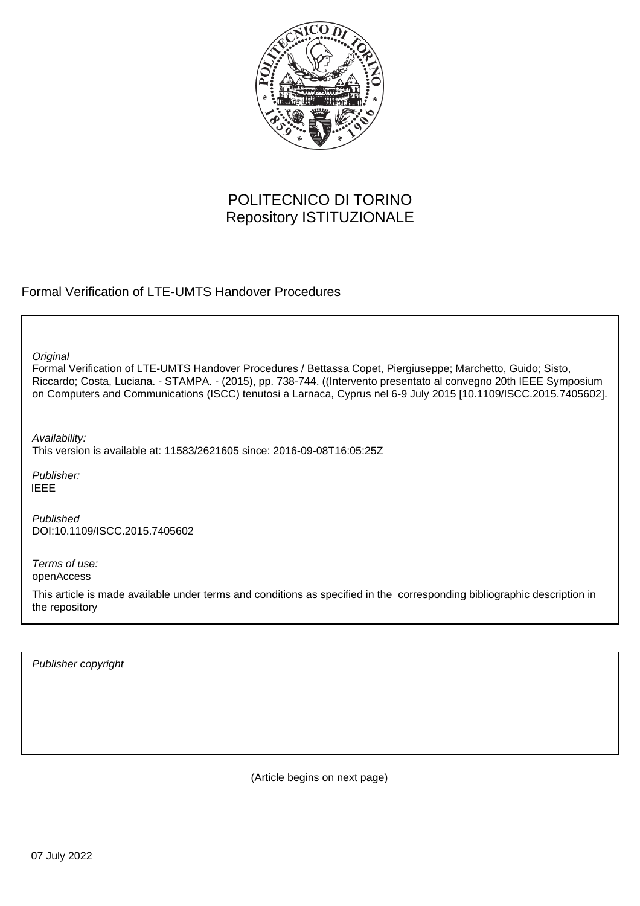POLITECNICO DI TORINO
Repository ISTITUZIONALE

Formal Verification of LTE-UMTS Handover Procedures

*Original*
Formal Verification of LTE-UMTS Handover Procedures / Bettassa Copet, Piergiuseppe; Marchetto, Guido; Sisto, Riccardo; Costa, Luciana. - STAMPA. - (2015), pp. 738-744. ((Intervento presentato al convegno 20th IEEE Symposium on Computers and Communications (ISCC) tenutosi a Larnaca, Cyprus nel 6-9 July 2015 [10.1109/ISCC.2015.7405602].

*Availability:*
This version is available at: 11583/2621605 since: 2016-09-08T16:05:25Z

*Publisher:*
IEEE

*Published*
DOI:10.1109/ISCC.2015.7405602

*Terms of use:*
openAccess

This article is made available under terms and conditions as specified in the corresponding bibliographic description in the repository

*Publisher copyright*

(Article begins on next page)

07 July 2022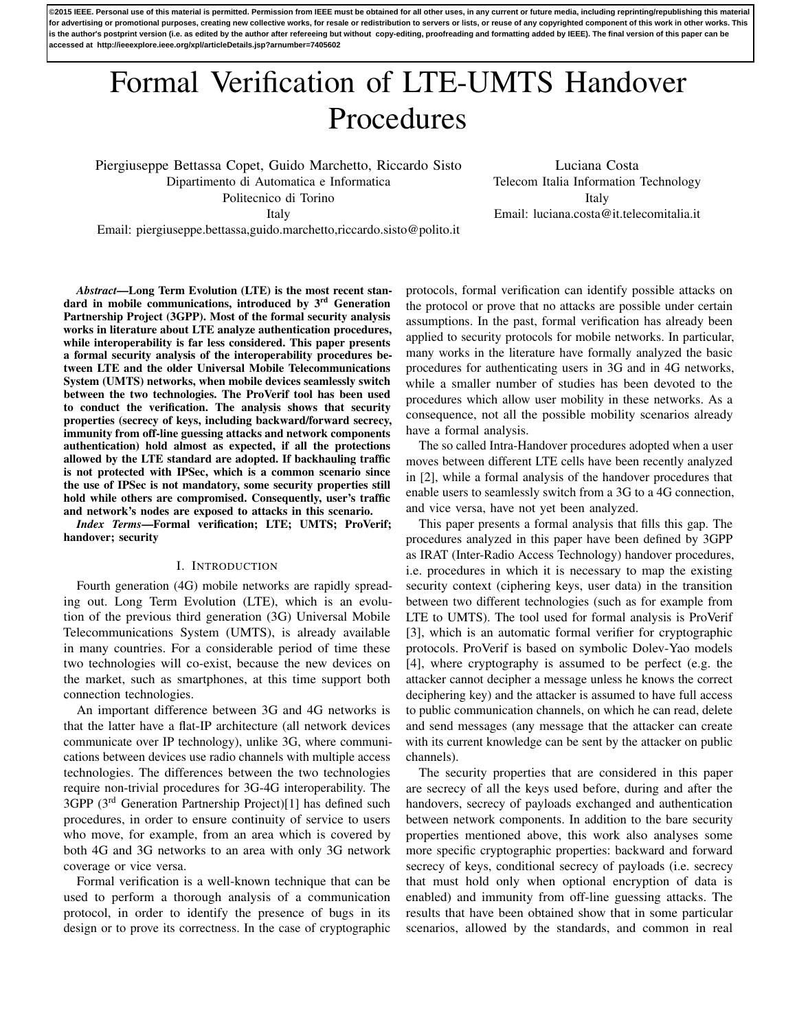©2015 IEEE. Personal use of this material is permitted. Permission from IEEE must be obtained for all other uses, in any current or future media, including reprinting/republishing this material for advertising or promotional purposes, creating new collective works, for resale or redistribution to servers or lists, or reuse of any copyrighted component of this work in other works. This is the author's postprint version (i.e. as edited by the author after refereeing but without copy-editing, proofreading and formatting added by IEEE). The final version of this paper can be accessed at http://ieeexplore.ieee.org/xpl/articleDetails.jsp?arnumber=7405602

# Formal Verification of LTE-UMTS Handover Procedures

Piergiuseppe Bettassa Copet, Guido Marchetto, Riccardo Sisto
Dipartimento di Automatica e Informatica
Politecnico di Torino
Italy
Email: piergiuseppe.bettassa,guido.marchetto,riccardo.sisto@polito.it

Luciana Costa
Telecom Italia Information Technology
Italy
Email: luciana.costa@it.telecomitalia.it

***Abstract*—Long Term Evolution (LTE) is the most recent standard in mobile communications, introduced by 3rd Generation Partnership Project (3GPP). Most of the formal security analysis works in literature about LTE analyze authentication procedures, while interoperability is far less considered. This paper presents a formal security analysis of the interoperability procedures between LTE and the older Universal Mobile Telecommunications System (UMTS) networks, when mobile devices seamlessly switch between the two technologies. The ProVerif tool has been used to conduct the verification. The analysis shows that security properties (secrecy of keys, including backward/forward secrecy, immunity from off-line guessing attacks and network components authentication) hold almost as expected, if all the protections allowed by the LTE standard are adopted. If backhauling traffic is not protected with IPSec, which is a common scenario since the use of IPSec is not mandatory, some security properties still hold while others are compromised. Consequently, user's traffic and network's nodes are exposed to attacks in this scenario.**

***Index Terms*—Formal verification; LTE; UMTS; ProVerif; handover; security**

## I. Introduction

Fourth generation (4G) mobile networks are rapidly spreading out. Long Term Evolution (LTE), which is an evolution of the previous third generation (3G) Universal Mobile Telecommunications System (UMTS), is already available in many countries. For a considerable period of time these two technologies will co-exist, because the new devices on the market, such as smartphones, at this time support both connection technologies.

An important difference between 3G and 4G networks is that the latter have a flat-IP architecture (all network devices communicate over IP technology), unlike 3G, where communications between devices use radio channels with multiple access technologies. The differences between the two technologies require non-trivial procedures for 3G-4G interoperability. The 3GPP (3rd Generation Partnership Project)[1] has defined such procedures, in order to ensure continuity of service to users who move, for example, from an area which is covered by both 4G and 3G networks to an area with only 3G network coverage or vice versa.

Formal verification is a well-known technique that can be used to perform a thorough analysis of a communication protocol, in order to identify the presence of bugs in its design or to prove its correctness. In the case of cryptographic protocols, formal verification can identify possible attacks on the protocol or prove that no attacks are possible under certain assumptions. In the past, formal verification has already been applied to security protocols for mobile networks. In particular, many works in the literature have formally analyzed the basic procedures for authenticating users in 3G and in 4G networks, while a smaller number of studies has been devoted to the procedures which allow user mobility in these networks. As a consequence, not all the possible mobility scenarios already have a formal analysis.

The so called Intra-Handover procedures adopted when a user moves between different LTE cells have been recently analyzed in [2], while a formal analysis of the handover procedures that enable users to seamlessly switch from a 3G to a 4G connection, and vice versa, have not yet been analyzed.

This paper presents a formal analysis that fills this gap. The procedures analyzed in this paper have been defined by 3GPP as IRAT (Inter-Radio Access Technology) handover procedures, i.e. procedures in which it is necessary to map the existing security context (ciphering keys, user data) in the transition between two different technologies (such as for example from LTE to UMTS). The tool used for formal analysis is ProVerif [3], which is an automatic formal verifier for cryptographic protocols. ProVerif is based on symbolic Dolev-Yao models [4], where cryptography is assumed to be perfect (e.g. the attacker cannot decipher a message unless he knows the correct deciphering key) and the attacker is assumed to have full access to public communication channels, on which he can read, delete and send messages (any message that the attacker can create with its current knowledge can be sent by the attacker on public channels).

The security properties that are considered in this paper are secrecy of all the keys used before, during and after the handovers, secrecy of payloads exchanged and authentication between network components. In addition to the bare security properties mentioned above, this work also analyses some more specific cryptographic properties: backward and forward secrecy of keys, conditional secrecy of payloads (i.e. secrecy that must hold only when optional encryption of data is enabled) and immunity from off-line guessing attacks. The results that have been obtained show that in some particular scenarios, allowed by the standards, and common in real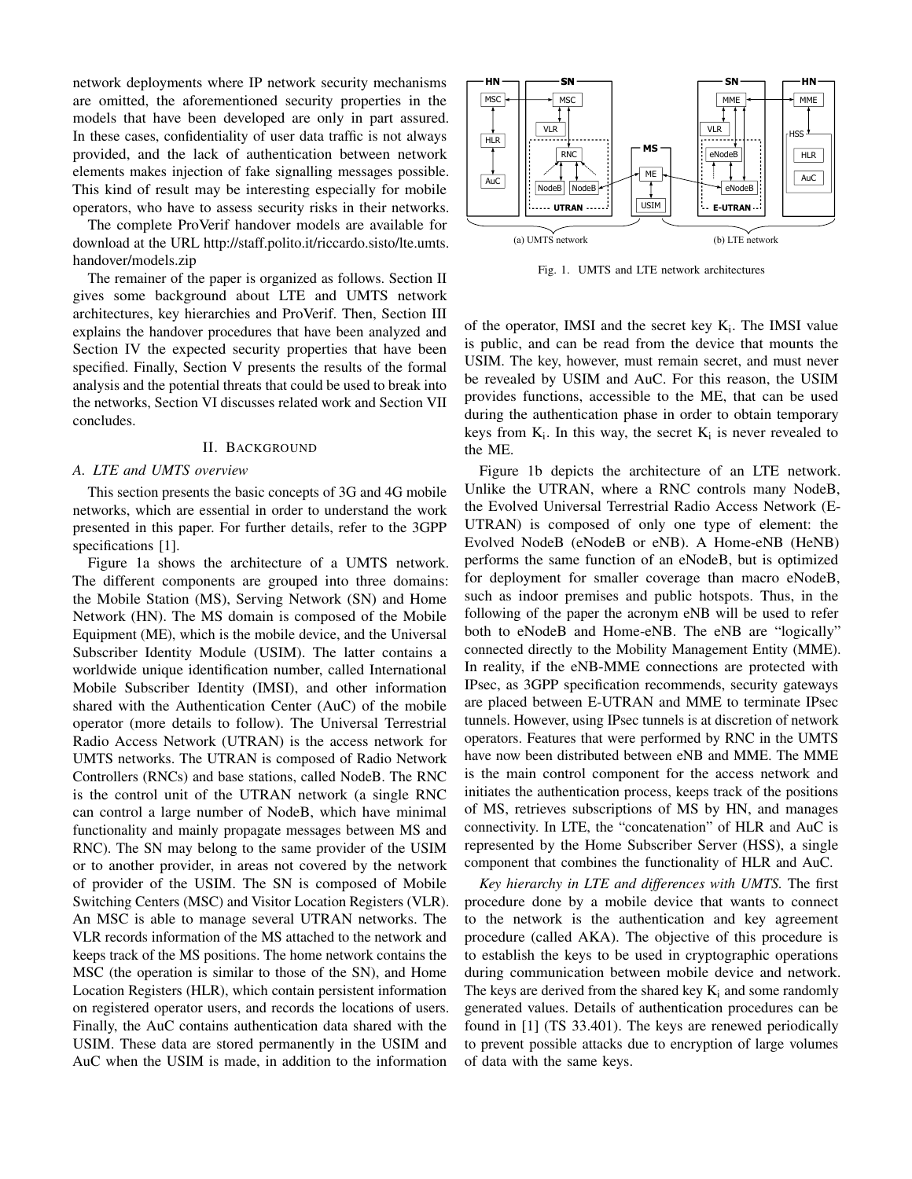network deployments where IP network security mechanisms are omitted, the aforementioned security properties in the models that have been developed are only in part assured. In these cases, confidentiality of user data traffic is not always provided, and the lack of authentication between network elements makes injection of fake signalling messages possible. This kind of result may be interesting especially for mobile operators, who have to assess security risks in their networks.

The complete ProVerif handover models are available for download at the URL http://staff.polito.it/riccardo.sisto/lte.umts.handover/models.zip

The remainer of the paper is organized as follows. Section II gives some background about LTE and UMTS network architectures, key hierarchies and ProVerif. Then, Section III explains the handover procedures that have been analyzed and Section IV the expected security properties that have been specified. Finally, Section V presents the results of the formal analysis and the potential threats that could be used to break into the networks, Section VI discusses related work and Section VII concludes.

## II. Background

### A. LTE and UMTS overview

This section presents the basic concepts of 3G and 4G mobile networks, which are essential in order to understand the work presented in this paper. For further details, refer to the 3GPP specifications [1].

Figure 1a shows the architecture of a UMTS network. The different components are grouped into three domains: the Mobile Station (MS), Serving Network (SN) and Home Network (HN). The MS domain is composed of the Mobile Equipment (ME), which is the mobile device, and the Universal Subscriber Identity Module (USIM). The latter contains a worldwide unique identification number, called International Mobile Subscriber Identity (IMSI), and other information shared with the Authentication Center (AuC) of the mobile operator (more details to follow). The Universal Terrestrial Radio Access Network (UTRAN) is the access network for UMTS networks. The UTRAN is composed of Radio Network Controllers (RNCs) and base stations, called NodeB. The RNC is the control unit of the UTRAN network (a single RNC can control a large number of NodeB, which have minimal functionality and mainly propagate messages between MS and RNC). The SN may belong to the same provider of the USIM or to another provider, in areas not covered by the network of provider of the USIM. The SN is composed of Mobile Switching Centers (MSC) and Visitor Location Registers (VLR). An MSC is able to manage several UTRAN networks. The VLR records information of the MS attached to the network and keeps track of the MS positions. The home network contains the MSC (the operation is similar to those of the SN), and Home Location Registers (HLR), which contain persistent information on registered operator users, and records the locations of users. Finally, the AuC contains authentication data shared with the USIM. These data are stored permanently in the USIM and AuC when the USIM is made, in addition to the information of the operator, IMSI and the secret key $K_i$. The IMSI value is public, and can be read from the device that mounts the USIM. The key, however, must remain secret, and must never be revealed by USIM and AuC. For this reason, the USIM provides functions, accessible to the ME, that can be used during the authentication phase in order to obtain temporary keys from $K_i$. In this way, the secret $K_i$ is never revealed to the ME.

Fig. 1. UMTS and LTE network architectures

Figure 1b depicts the architecture of an LTE network. Unlike the UTRAN, where a RNC controls many NodeB, the Evolved Universal Terrestrial Radio Access Network (E-UTRAN) is composed of only one type of element: the Evolved NodeB (eNodeB or eNB). A Home-eNB (HeNB) performs the same function of an eNodeB, but is optimized for deployment for smaller coverage than macro eNodeB, such as indoor premises and public hotspots. Thus, in the following of the paper the acronym eNB will be used to refer both to eNodeB and Home-eNB. The eNB are "logically" connected directly to the Mobility Management Entity (MME). In reality, if the eNB-MME connections are protected with IPsec, as 3GPP specification recommends, security gateways are placed between E-UTRAN and MME to terminate IPsec tunnels. However, using IPsec tunnels is at discretion of network operators. Features that were performed by RNC in the UMTS have now been distributed between eNB and MME. The MME is the main control component for the access network and initiates the authentication process, keeps track of the positions of MS, retrieves subscriptions of MS by HN, and manages connectivity. In LTE, the "concatenation" of HLR and AuC is represented by the Home Subscriber Server (HSS), a single component that combines the functionality of HLR and AuC.

*Key hierarchy in LTE and differences with UMTS.* The first procedure done by a mobile device that wants to connect to the network is the authentication and key agreement procedure (called AKA). The objective of this procedure is to establish the keys to be used in cryptographic operations during communication between mobile device and network. The keys are derived from the shared key $K_i$ and some randomly generated values. Details of authentication procedures can be found in [1] (TS 33.401). The keys are renewed periodically to prevent possible attacks due to encryption of large volumes of data with the same keys.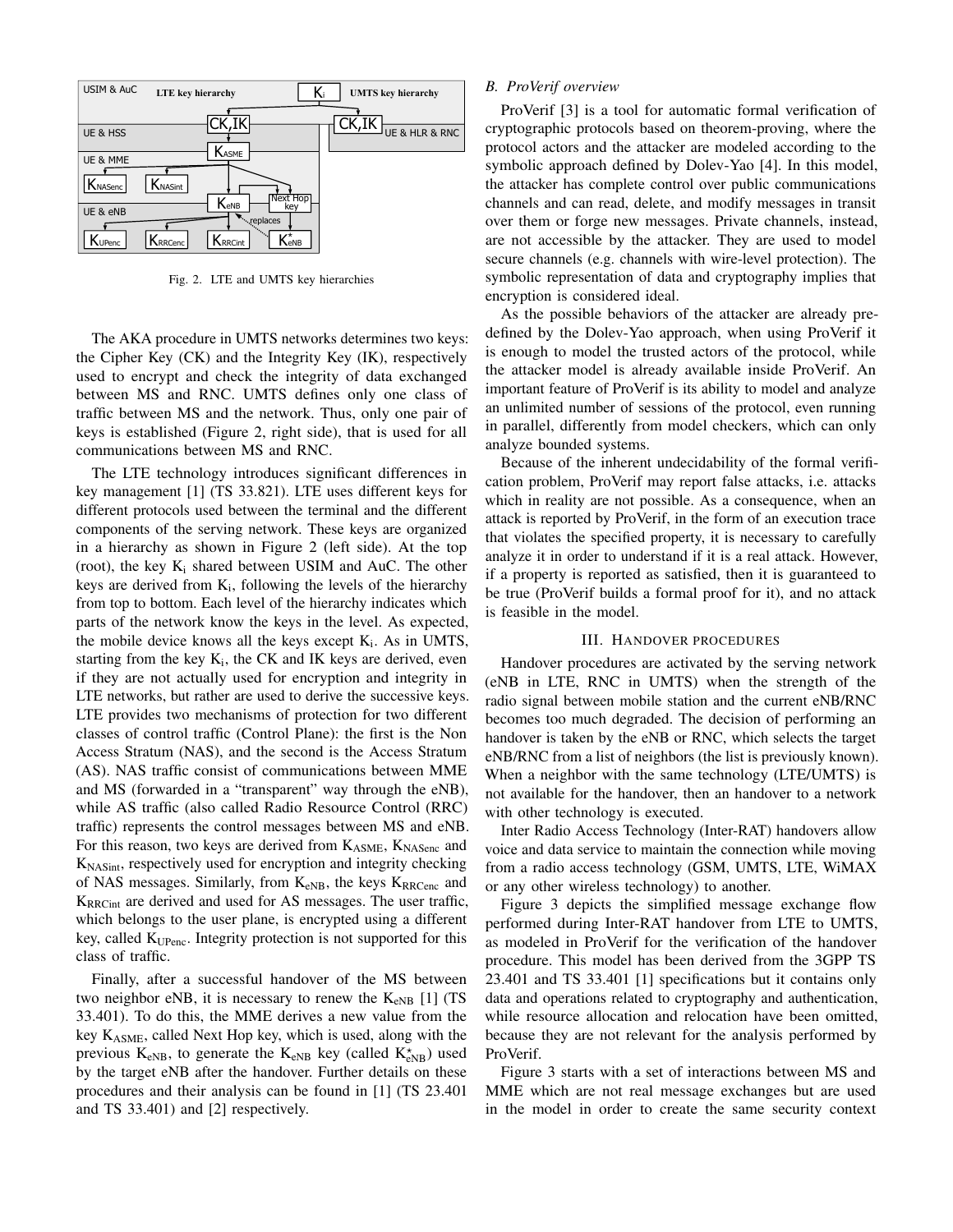USIM & AuC

LTE key hierarchy

$K_i$

UMTS key hierarchy

CK,IK

CK,IK

UE & HSS

UE & HLR & RNC

$K_{ASME}$

UE & MME

$K_{NASenc}$

$K_{NASint}$

$K_{eNB}$

Next Hop key

UE & eNB

replaces

$K_{UPenc}$

$K_{RRCenc}$

$K_{RRCint}$

$K^{*}_{eNB}$

Fig. 2. LTE and UMTS key hierarchies

The AKA procedure in UMTS networks determines two keys: the Cipher Key (CK) and the Integrity Key (IK), respectively used to encrypt and check the integrity of data exchanged between MS and RNC. UMTS defines only one class of traffic between MS and the network. Thus, only one pair of keys is established (Figure 2, right side), that is used for all communications between MS and RNC.

The LTE technology introduces significant differences in key management [1] (TS 33.821). LTE uses different keys for different protocols used between the terminal and the different components of the serving network. These keys are organized in a hierarchy as shown in Figure 2 (left side). At the top (root), the key $K_i$ shared between USIM and AuC. The other keys are derived from $K_i$, following the levels of the hierarchy from top to bottom. Each level of the hierarchy indicates which parts of the network know the keys in the level. As expected, the mobile device knows all the keys except $K_i$. As in UMTS, starting from the key $K_i$, the CK and IK keys are derived, even if they are not actually used for encryption and integrity in LTE networks, but rather are used to derive the successive keys. LTE provides two mechanisms of protection for two different classes of control traffic (Control Plane): the first is the Non Access Stratum (NAS), and the second is the Access Stratum (AS). NAS traffic consist of communications between MME and MS (forwarded in a "transparent" way through the eNB), while AS traffic (also called Radio Resource Control (RRC) traffic) represents the control messages between MS and eNB. For this reason, two keys are derived from $K_{ASME}$, $K_{NASenc}$ and $K_{NASint}$, respectively used for encryption and integrity checking of NAS messages. Similarly, from $K_{eNB}$, the keys $K_{RRCenc}$ and $K_{RRCint}$ are derived and used for AS messages. The user traffic, which belongs to the user plane, is encrypted using a different key, called $K_{UPenc}$. Integrity protection is not supported for this class of traffic.

Finally, after a successful handover of the MS between two neighbor eNB, it is necessary to renew the $K_{eNB}$ [1] (TS 33.401). To do this, the MME derives a new value from the key $K_{ASME}$, called Next Hop key, which is used, along with the previous $K_{eNB}$, to generate the $K_{eNB}$ key (called $K^{\star}_{eNB}$) used by the target eNB after the handover. Further details on these procedures and their analysis can be found in [1] (TS 23.401 and TS 33.401) and [2] respectively.

### *B. ProVerif overview*

ProVerif [3] is a tool for automatic formal verification of cryptographic protocols based on theorem-proving, where the protocol actors and the attacker are modeled according to the symbolic approach defined by Dolev-Yao [4]. In this model, the attacker has complete control over public communications channels and can read, delete, and modify messages in transit over them or forge new messages. Private channels, instead, are not accessible by the attacker. They are used to model secure channels (e.g. channels with wire-level protection). The symbolic representation of data and cryptography implies that encryption is considered ideal.

As the possible behaviors of the attacker are already predefined by the Dolev-Yao approach, when using ProVerif it is enough to model the trusted actors of the protocol, while the attacker model is already available inside ProVerif. An important feature of ProVerif is its ability to model and analyze an unlimited number of sessions of the protocol, even running in parallel, differently from model checkers, which can only analyze bounded systems.

Because of the inherent undecidability of the formal verification problem, ProVerif may report false attacks, i.e. attacks which in reality are not possible. As a consequence, when an attack is reported by ProVerif, in the form of an execution trace that violates the specified property, it is necessary to carefully analyze it in order to understand if it is a real attack. However, if a property is reported as satisfied, then it is guaranteed to be true (ProVerif builds a formal proof for it), and no attack is feasible in the model.

## III. Handover procedures

Handover procedures are activated by the serving network (eNB in LTE, RNC in UMTS) when the strength of the radio signal between mobile station and the current eNB/RNC becomes too much degraded. The decision of performing an handover is taken by the eNB or RNC, which selects the target eNB/RNC from a list of neighbors (the list is previously known). When a neighbor with the same technology (LTE/UMTS) is not available for the handover, then an handover to a network with other technology is executed.

Inter Radio Access Technology (Inter-RAT) handovers allow voice and data service to maintain the connection while moving from a radio access technology (GSM, UMTS, LTE, WiMAX or any other wireless technology) to another.

Figure 3 depicts the simplified message exchange flow performed during Inter-RAT handover from LTE to UMTS, as modeled in ProVerif for the verification of the handover procedure. This model has been derived from the 3GPP TS 23.401 and TS 33.401 [1] specifications but it contains only data and operations related to cryptography and authentication, while resource allocation and relocation have been omitted, because they are not relevant for the analysis performed by ProVerif.

Figure 3 starts with a set of interactions between MS and MME which are not real message exchanges but are used in the model in order to create the same security context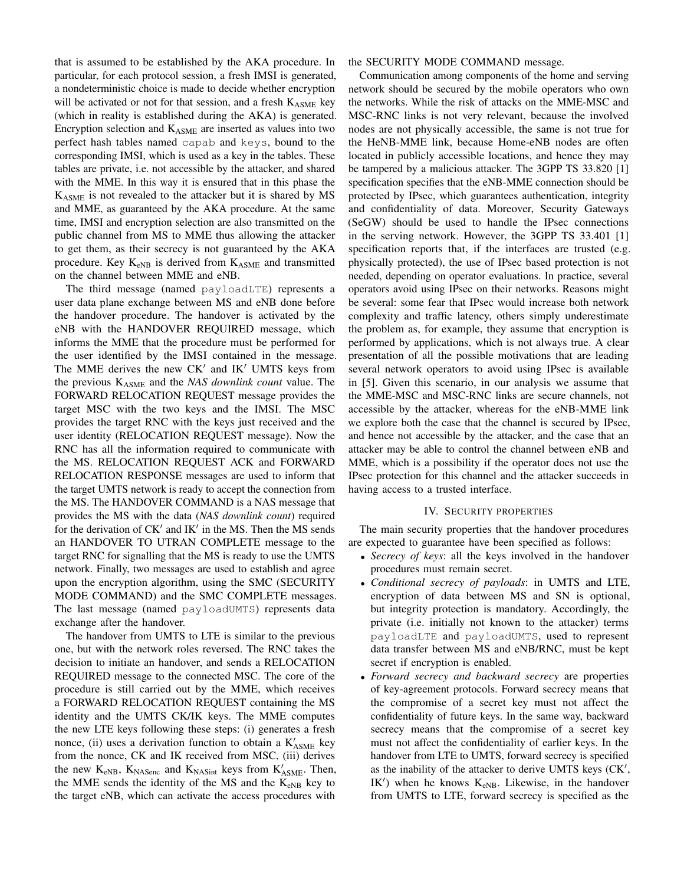that is assumed to be established by the AKA procedure. In particular, for each protocol session, a fresh IMSI is generated, a nondeterministic choice is made to decide whether encryption will be activated or not for that session, and a fresh $K_{ASME}$ key (which in reality is established during the AKA) is generated. Encryption selection and $K_{ASME}$ are inserted as values into two perfect hash tables named `capab` and `keys`, bound to the corresponding IMSI, which is used as a key in the tables. These tables are private, i.e. not accessible by the attacker, and shared with the MME. In this way it is ensured that in this phase the $K_{ASME}$ is not revealed to the attacker but it is shared by MS and MME, as guaranteed by the AKA procedure. At the same time, IMSI and encryption selection are also transmitted on the public channel from MS to MME thus allowing the attacker to get them, as their secrecy is not guaranteed by the AKA procedure. Key $K_{eNB}$ is derived from $K_{ASME}$ and transmitted on the channel between MME and eNB.

The third message (named `payloadLTE`) represents a user data plane exchange between MS and eNB done before the handover procedure. The handover is activated by the eNB with the HANDOVER REQUIRED message, which informs the MME that the procedure must be performed for the user identified by the IMSI contained in the message. The MME derives the new $CK'$ and $IK'$ UMTS keys from the previous $K_{ASME}$ and the *NAS downlink count* value. The FORWARD RELOCATION REQUEST message provides the target MSC with the two keys and the IMSI. The MSC provides the target RNC with the keys just received and the user identity (RELOCATION REQUEST message). Now the RNC has all the information required to communicate with the MS. RELOCATION REQUEST ACK and FORWARD RELOCATION RESPONSE messages are used to inform that the target UMTS network is ready to accept the connection from the MS. The HANDOVER COMMAND is a NAS message that provides the MS with the data (*NAS downlink count*) required for the derivation of $CK'$ and $IK'$ in the MS. Then the MS sends an HANDOVER TO UTRAN COMPLETE message to the target RNC for signalling that the MS is ready to use the UMTS network. Finally, two messages are used to establish and agree upon the encryption algorithm, using the SMC (SECURITY MODE COMMAND) and the SMC COMPLETE messages. The last message (named `payloadUMTS`) represents data exchange after the handover.

The handover from UMTS to LTE is similar to the previous one, but with the network roles reversed. The RNC takes the decision to initiate an handover, and sends a RELOCATION REQUIRED message to the connected MSC. The core of the procedure is still carried out by the MME, which receives a FORWARD RELOCATION REQUEST containing the MS identity and the UMTS CK/IK keys. The MME computes the new LTE keys following these steps: (i) generates a fresh nonce, (ii) uses a derivation function to obtain a $K'_{ASME}$ key from the nonce, CK and IK received from MSC, (iii) derives the new $K_{eNB}$, $K_{NASenc}$ and $K_{NASint}$ keys from $K'_{ASME}$. Then, the MME sends the identity of the MS and the $K_{eNB}$ key to the target eNB, which can activate the access procedures with the SECURITY MODE COMMAND message.

Communication among components of the home and serving network should be secured by the mobile operators who own the networks. While the risk of attacks on the MME-MSC and MSC-RNC links is not very relevant, because the involved nodes are not physically accessible, the same is not true for the HeNB-MME link, because Home-eNB nodes are often located in publicly accessible locations, and hence they may be tampered by a malicious attacker. The 3GPP TS 33.820 [1] specification specifies that the eNB-MME connection should be protected by IPsec, which guarantees authentication, integrity and confidentiality of data. Moreover, Security Gateways (SeGW) should be used to handle the IPsec connections in the serving network. However, the 3GPP TS 33.401 [1] specification reports that, if the interfaces are trusted (e.g. physically protected), the use of IPsec based protection is not needed, depending on operator evaluations. In practice, several operators avoid using IPsec on their networks. Reasons might be several: some fear that IPsec would increase both network complexity and traffic latency, others simply underestimate the problem as, for example, they assume that encryption is performed by applications, which is not always true. A clear presentation of all the possible motivations that are leading several network operators to avoid using IPsec is available in [5]. Given this scenario, in our analysis we assume that the MME-MSC and MSC-RNC links are secure channels, not accessible by the attacker, whereas for the eNB-MME link we explore both the case that the channel is secured by IPsec, and hence not accessible by the attacker, and the case that an attacker may be able to control the channel between eNB and MME, which is a possibility if the operator does not use the IPsec protection for this channel and the attacker succeeds in having access to a trusted interface.

## IV. Security properties

The main security properties that the handover procedures are expected to guarantee have been specified as follows:

- *Secrecy of keys*: all the keys involved in the handover procedures must remain secret.
- *Conditional secrecy of payloads*: in UMTS and LTE, encryption of data between MS and SN is optional, but integrity protection is mandatory. Accordingly, the private (i.e. initially not known to the attacker) terms `payloadLTE` and `payloadUMTS`, used to represent data transfer between MS and eNB/RNC, must be kept secret if encryption is enabled.
- *Forward secrecy and backward secrecy* are properties of key-agreement protocols. Forward secrecy means that the compromise of a secret key must not affect the confidentiality of future keys. In the same way, backward secrecy means that the compromise of a secret key must not affect the confidentiality of earlier keys. In the handover from LTE to UMTS, forward secrecy is specified as the inability of the attacker to derive UMTS keys ($CK'$, $IK'$) when he knows $K_{eNB}$. Likewise, in the handover from UMTS to LTE, forward secrecy is specified as the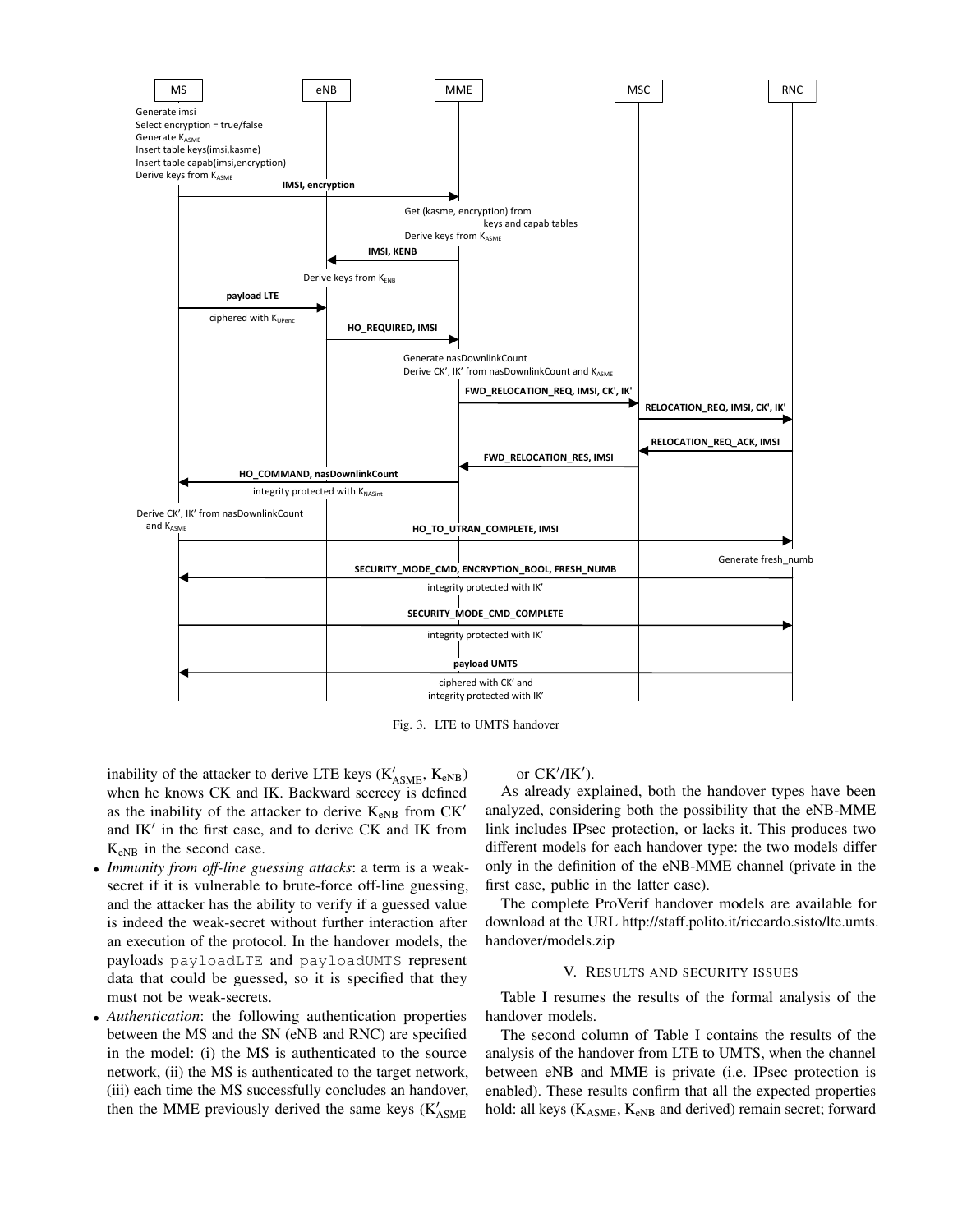Fig. 3. LTE to UMTS handover

inability of the attacker to derive LTE keys ($K'_{ASME}$, $K_{eNB}$) when he knows CK and IK. Backward secrecy is defined as the inability of the attacker to derive $K_{eNB}$ from $CK'$ and $IK'$ in the first case, and to derive CK and IK from $K_{eNB}$ in the second case.

- *Immunity from off-line guessing attacks*: a term is a weak-secret if it is vulnerable to brute-force off-line guessing, and the attacker has the ability to verify if a guessed value is indeed the weak-secret without further interaction after an execution of the protocol. In the handover models, the payloads `payloadLTE` and `payloadUMTS` represent data that could be guessed, so it is specified that they must not be weak-secrets.
- *Authentication*: the following authentication properties between the MS and the SN (eNB and RNC) are specified in the model: (i) the MS is authenticated to the source network, (ii) the MS is authenticated to the target network, (iii) each time the MS successfully concludes an handover, then the MME previously derived the same keys ($K'_{ASME}$ or $CK'/IK'$).

As already explained, both the handover types have been analyzed, considering both the possibility that the eNB-MME link includes IPsec protection, or lacks it. This produces two different models for each handover type: the two models differ only in the definition of the eNB-MME channel (private in the first case, public in the latter case).

The complete ProVerif handover models are available for download at the URL http://staff.polito.it/riccardo.sisto/lte.umts.handover/models.zip

## V. Results and security issues

Table I resumes the results of the formal analysis of the handover models.

The second column of Table I contains the results of the analysis of the handover from LTE to UMTS, when the channel between eNB and MME is private (i.e. IPsec protection is enabled). These results confirm that all the expected properties hold: all keys ($K_{ASME}$, $K_{eNB}$ and derived) remain secret; forward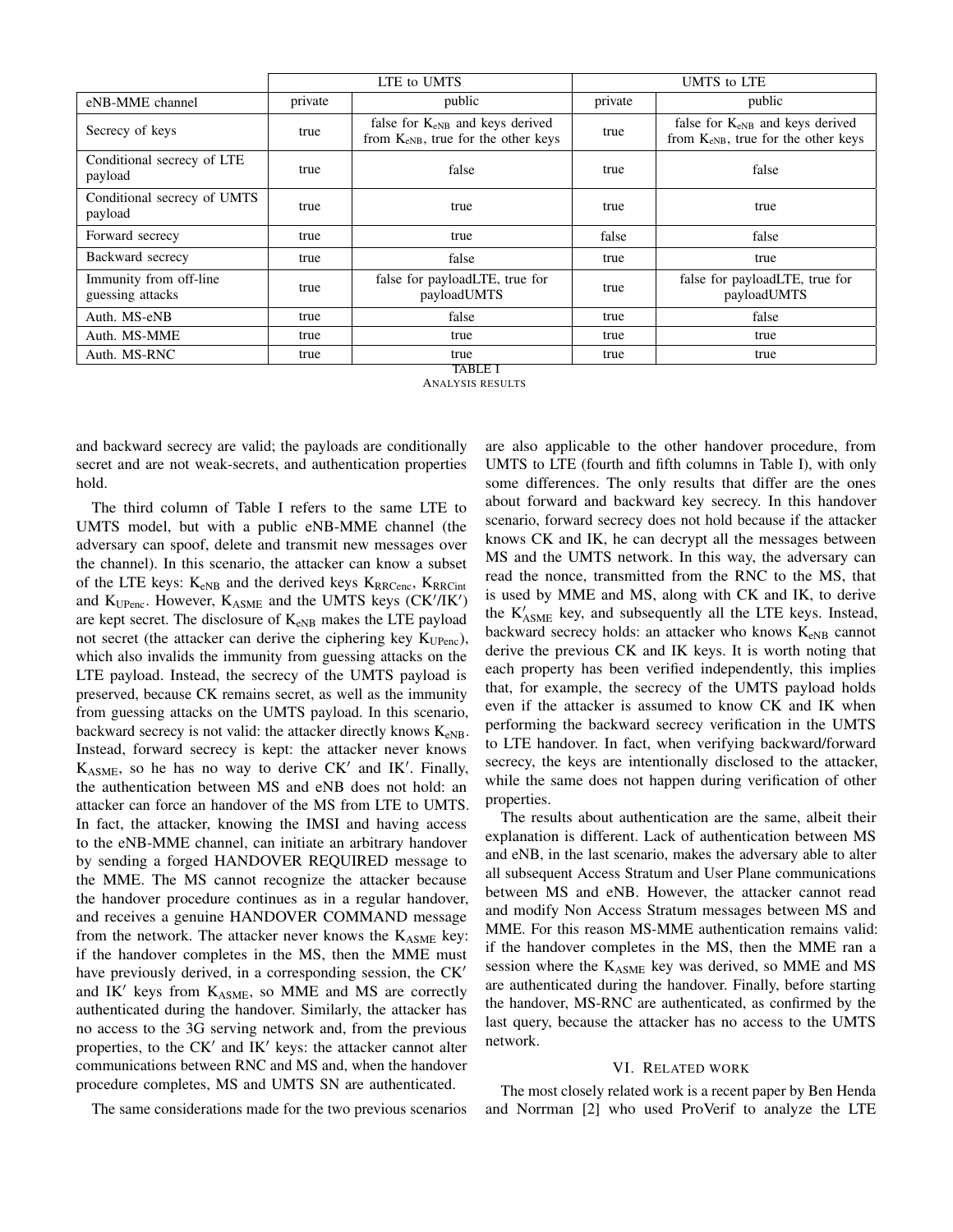| | LTE to UMTS | | UMTS to LTE | |
|---|---|---|---|---|
| eNB-MME channel | private | public | private | public |
| Secrecy of keys | true | false for $K_{eNB}$ and keys derived from $K_{eNB}$, true for the other keys | true | false for $K_{eNB}$ and keys derived from $K_{eNB}$, true for the other keys |
| Conditional secrecy of LTE payload | true | false | true | false |
| Conditional secrecy of UMTS payload | true | true | true | true |
| Forward secrecy | true | true | false | false |
| Backward secrecy | true | false | true | true |
| Immunity from off-line guessing attacks | true | false for payloadLTE, true for payloadUMTS | true | false for payloadLTE, true for payloadUMTS |
| Auth. MS-eNB | true | false | true | false |
| Auth. MS-MME | true | true | true | true |
| Auth. MS-RNC | true | true | true | true |

TABLE I
ANALYSIS RESULTS

and backward secrecy are valid; the payloads are conditionally secret and are not weak-secrets, and authentication properties hold.

The third column of Table I refers to the same LTE to UMTS model, but with a public eNB-MME channel (the adversary can spoof, delete and transmit new messages over the channel). In this scenario, the attacker can know a subset of the LTE keys: $K_{eNB}$ and the derived keys $K_{RRCenc}$, $K_{RRCint}$ and $K_{UPenc}$. However, $K_{ASME}$ and the UMTS keys ($CK'/IK'$) are kept secret. The disclosure of $K_{eNB}$ makes the LTE payload not secret (the attacker can derive the ciphering key $K_{UPenc}$), which also invalids the immunity from guessing attacks on the LTE payload. Instead, the secrecy of the UMTS payload is preserved, because CK remains secret, as well as the immunity from guessing attacks on the UMTS payload. In this scenario, backward secrecy is not valid: the attacker directly knows $K_{eNB}$. Instead, forward secrecy is kept: the attacker never knows $K_{ASME}$, so he has no way to derive $CK'$ and $IK'$. Finally, the authentication between MS and eNB does not hold: an attacker can force an handover of the MS from LTE to UMTS. In fact, the attacker, knowing the IMSI and having access to the eNB-MME channel, can initiate an arbitrary handover by sending a forged HANDOVER REQUIRED message to the MME. The MS cannot recognize the attacker because the handover procedure continues as in a regular handover, and receives a genuine HANDOVER COMMAND message from the network. The attacker never knows the $K_{ASME}$ key: if the handover completes in the MS, then the MME must have previously derived, in a corresponding session, the $CK'$ and $IK'$ keys from $K_{ASME}$, so MME and MS are correctly authenticated during the handover. Similarly, the attacker has no access to the 3G serving network and, from the previous properties, to the $CK'$ and $IK'$ keys: the attacker cannot alter communications between RNC and MS and, when the handover procedure completes, MS and UMTS SN are authenticated.

The same considerations made for the two previous scenarios are also applicable to the other handover procedure, from UMTS to LTE (fourth and fifth columns in Table I), with only some differences. The only results that differ are the ones about forward and backward key secrecy. In this handover scenario, forward secrecy does not hold because if the attacker knows CK and IK, he can decrypt all the messages between MS and the UMTS network. In this way, the adversary can read the nonce, transmitted from the RNC to the MS, that is used by MME and MS, along with CK and IK, to derive the $K'_{ASME}$ key, and subsequently all the LTE keys. Instead, backward secrecy holds: an attacker who knows $K_{eNB}$ cannot derive the previous CK and IK keys. It is worth noting that each property has been verified independently, this implies that, for example, the secrecy of the UMTS payload holds even if the attacker is assumed to know CK and IK when performing the backward secrecy verification in the UMTS to LTE handover. In fact, when verifying backward/forward secrecy, the keys are intentionally disclosed to the attacker, while the same does not happen during verification of other properties.

The results about authentication are the same, albeit their explanation is different. Lack of authentication between MS and eNB, in the last scenario, makes the adversary able to alter all subsequent Access Stratum and User Plane communications between MS and eNB. However, the attacker cannot read and modify Non Access Stratum messages between MS and MME. For this reason MS-MME authentication remains valid: if the handover completes in the MS, then the MME ran a session where the $K_{ASME}$ key was derived, so MME and MS are authenticated during the handover. Finally, before starting the handover, MS-RNC are authenticated, as confirmed by the last query, because the attacker has no access to the UMTS network.

## VI. Related work

The most closely related work is a recent paper by Ben Henda and Norrman [2] who used ProVerif to analyze the LTE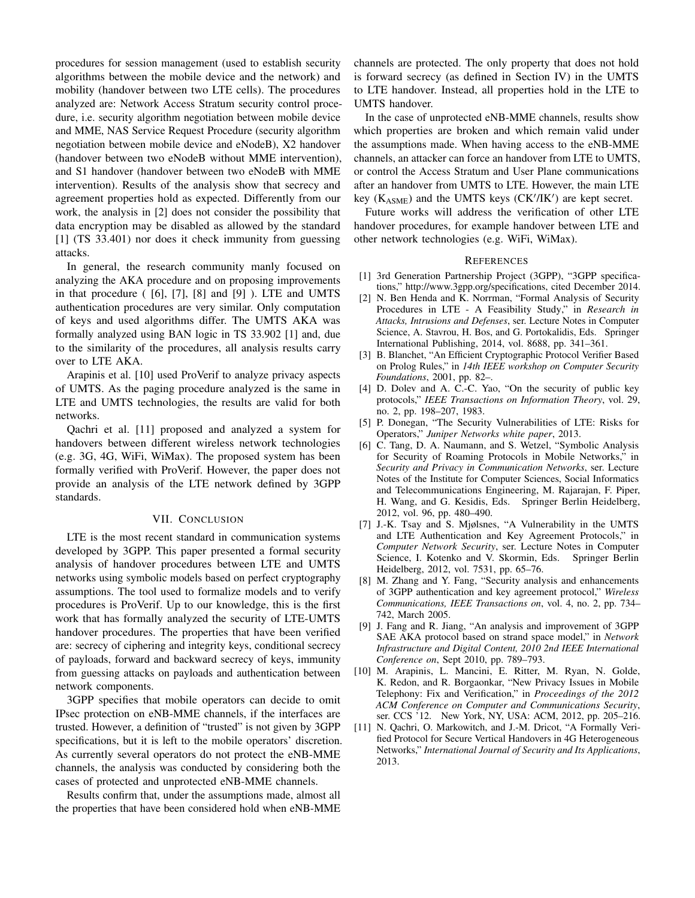procedures for session management (used to establish security algorithms between the mobile device and the network) and mobility (handover between two LTE cells). The procedures analyzed are: Network Access Stratum security control procedure, i.e. security algorithm negotiation between mobile device and MME, NAS Service Request Procedure (security algorithm negotiation between mobile device and eNodeB), X2 handover (handover between two eNodeB without MME intervention), and S1 handover (handover between two eNodeB with MME intervention). Results of the analysis show that secrecy and agreement properties hold as expected. Differently from our work, the analysis in [2] does not consider the possibility that data encryption may be disabled as allowed by the standard [1] (TS 33.401) nor does it check immunity from guessing attacks.

In general, the research community manly focused on analyzing the AKA procedure and on proposing improvements in that procedure ( [6], [7], [8] and [9] ). LTE and UMTS authentication procedures are very similar. Only computation of keys and used algorithms differ. The UMTS AKA was formally analyzed using BAN logic in TS 33.902 [1] and, due to the similarity of the procedures, all analysis results carry over to LTE AKA.

Arapinis et al. [10] used ProVerif to analyze privacy aspects of UMTS. As the paging procedure analyzed is the same in LTE and UMTS technologies, the results are valid for both networks.

Qachri et al. [11] proposed and analyzed a system for handovers between different wireless network technologies (e.g. 3G, 4G, WiFi, WiMax). The proposed system has been formally verified with ProVerif. However, the paper does not provide an analysis of the LTE network defined by 3GPP standards.

## VII. Conclusion

LTE is the most recent standard in communication systems developed by 3GPP. This paper presented a formal security analysis of handover procedures between LTE and UMTS networks using symbolic models based on perfect cryptography assumptions. The tool used to formalize models and to verify procedures is ProVerif. Up to our knowledge, this is the first work that has formally analyzed the security of LTE-UMTS handover procedures. The properties that have been verified are: secrecy of ciphering and integrity keys, conditional secrecy of payloads, forward and backward secrecy of keys, immunity from guessing attacks on payloads and authentication between network components.

3GPP specifies that mobile operators can decide to omit IPsec protection on eNB-MME channels, if the interfaces are trusted. However, a definition of "trusted" is not given by 3GPP specifications, but it is left to the mobile operators' discretion. As currently several operators do not protect the eNB-MME channels, the analysis was conducted by considering both the cases of protected and unprotected eNB-MME channels.

Results confirm that, under the assumptions made, almost all the properties that have been considered hold when eNB-MME channels are protected. The only property that does not hold is forward secrecy (as defined in Section IV) in the UMTS to LTE handover. Instead, all properties hold in the LTE to UMTS handover.

In the case of unprotected eNB-MME channels, results show which properties are broken and which remain valid under the assumptions made. When having access to the eNB-MME channels, an attacker can force an handover from LTE to UMTS, or control the Access Stratum and User Plane communications after an handover from UMTS to LTE. However, the main LTE key ($K_{ASME}$) and the UMTS keys ($CK'/IK'$) are kept secret.

Future works will address the verification of other LTE handover procedures, for example handover between LTE and other network technologies (e.g. WiFi, WiMax).

## References

[1] 3rd Generation Partnership Project (3GPP), "3GPP specifications," http://www.3gpp.org/specifications, cited December 2014.

[2] N. Ben Henda and K. Norrman, "Formal Analysis of Security Procedures in LTE - A Feasibility Study," in *Research in Attacks, Intrusions and Defenses*, ser. Lecture Notes in Computer Science, A. Stavrou, H. Bos, and G. Portokalidis, Eds. Springer International Publishing, 2014, vol. 8688, pp. 341–361.

[3] B. Blanchet, "An Efficient Cryptographic Protocol Verifier Based on Prolog Rules," in *14th IEEE workshop on Computer Security Foundations*, 2001, pp. 82–.

[4] D. Dolev and A. C.-C. Yao, "On the security of public key protocols," *IEEE Transactions on Information Theory*, vol. 29, no. 2, pp. 198–207, 1983.

[5] P. Donegan, "The Security Vulnerabilities of LTE: Risks for Operators," *Juniper Networks white paper*, 2013.

[6] C. Tang, D. A. Naumann, and S. Wetzel, "Symbolic Analysis for Security of Roaming Protocols in Mobile Networks," in *Security and Privacy in Communication Networks*, ser. Lecture Notes of the Institute for Computer Sciences, Social Informatics and Telecommunications Engineering, M. Rajarajan, F. Piper, H. Wang, and G. Kesidis, Eds. Springer Berlin Heidelberg, 2012, vol. 96, pp. 480–490.

[7] J.-K. Tsay and S. Mjølsnes, "A Vulnerability in the UMTS and LTE Authentication and Key Agreement Protocols," in *Computer Network Security*, ser. Lecture Notes in Computer Science, I. Kotenko and V. Skormin, Eds. Springer Berlin Heidelberg, 2012, vol. 7531, pp. 65–76.

[8] M. Zhang and Y. Fang, "Security analysis and enhancements of 3GPP authentication and key agreement protocol," *Wireless Communications, IEEE Transactions on*, vol. 4, no. 2, pp. 734–742, March 2005.

[9] J. Fang and R. Jiang, "An analysis and improvement of 3GPP SAE AKA protocol based on strand space model," in *Network Infrastructure and Digital Content, 2010 2nd IEEE International Conference on*, Sept 2010, pp. 789–793.

[10] M. Arapinis, L. Mancini, E. Ritter, M. Ryan, N. Golde, K. Redon, and R. Borgaonkar, "New Privacy Issues in Mobile Telephony: Fix and Verification," in *Proceedings of the 2012 ACM Conference on Computer and Communications Security*, ser. CCS '12. New York, NY, USA: ACM, 2012, pp. 205–216.

[11] N. Qachri, O. Markowitch, and J.-M. Dricot, "A Formally Verified Protocol for Secure Vertical Handovers in 4G Heterogeneous Networks," *International Journal of Security and Its Applications*, 2013.